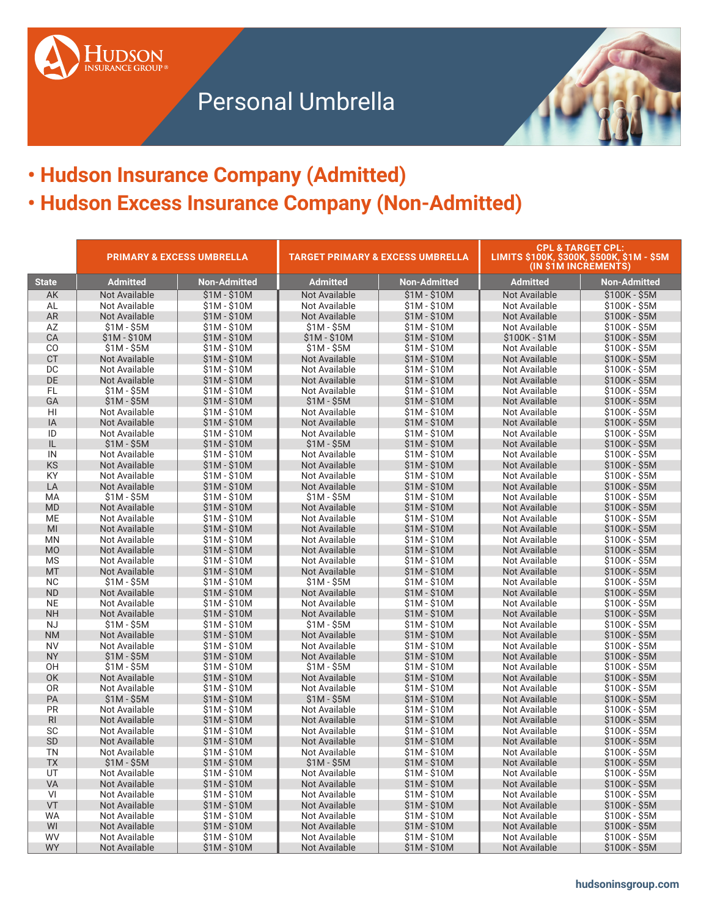HUDSON INSURANCE GROUP®

# Personal Umbrella

- **Hudson Insurance Company (Admitted)**
- **Hudson Excess Insurance Company (Non-Admitted)**

| | PRIMARY & EXCESS UMBRELLA | | TARGET PRIMARY & EXCESS UMBRELLA | | CPL & TARGET CPL: LIMITS $100K, $300K, $500K, $1M - $5M (IN $1M INCREMENTS) | |
|---|---|---|---|---|---|---|
| **State** | **Admitted** | **Non-Admitted** | **Admitted** | **Non-Admitted** | **Admitted** | **Non-Admitted** |
| AK | Not Available | $1M - $10M | Not Available | $1M - $10M | Not Available | $100K - $5M |
| AL | Not Available | $1M - $10M | Not Available | $1M - $10M | Not Available | $100K - $5M |
| AR | Not Available | $1M - $10M | Not Available | $1M - $10M | Not Available | $100K - $5M |
| AZ | $1M - $5M | $1M - $10M | $1M - $5M | $1M - $10M | Not Available | $100K - $5M |
| CA | $1M - $10M | $1M - $10M | $1M - $10M | $1M - $10M | $100K - $1M | $100K - $5M |
| CO | $1M - $5M | $1M - $10M | $1M - $5M | $1M - $10M | Not Available | $100K - $5M |
| CT | Not Available | $1M - $10M | Not Available | $1M - $10M | Not Available | $100K - $5M |
| DC | Not Available | $1M - $10M | Not Available | $1M - $10M | Not Available | $100K - $5M |
| DE | Not Available | $1M - $10M | Not Available | $1M - $10M | Not Available | $100K - $5M |
| FL | $1M - $5M | $1M - $10M | Not Available | $1M - $10M | Not Available | $100K - $5M |
| GA | $1M - $5M | $1M - $10M | $1M - $5M | $1M - $10M | Not Available | $100K - $5M |
| HI | Not Available | $1M - $10M | Not Available | $1M - $10M | Not Available | $100K - $5M |
| IA | Not Available | $1M - $10M | Not Available | $1M - $10M | Not Available | $100K - $5M |
| ID | Not Available | $1M - $10M | Not Available | $1M - $10M | Not Available | $100K - $5M |
| IL | $1M - $5M | $1M - $10M | $1M - $5M | $1M - $10M | Not Available | $100K - $5M |
| IN | Not Available | $1M - $10M | Not Available | $1M - $10M | Not Available | $100K - $5M |
| KS | Not Available | $1M - $10M | Not Available | $1M - $10M | Not Available | $100K - $5M |
| KY | Not Available | $1M - $10M | Not Available | $1M - $10M | Not Available | $100K - $5M |
| LA | Not Available | $1M - $10M | Not Available | $1M - $10M | Not Available | $100K - $5M |
| MA | $1M - $5M | $1M - $10M | $1M - $5M | $1M - $10M | Not Available | $100K - $5M |
| MD | Not Available | $1M - $10M | Not Available | $1M - $10M | Not Available | $100K - $5M |
| ME | Not Available | $1M - $10M | Not Available | $1M - $10M | Not Available | $100K - $5M |
| MI | Not Available | $1M - $10M | Not Available | $1M - $10M | Not Available | $100K - $5M |
| MN | Not Available | $1M - $10M | Not Available | $1M - $10M | Not Available | $100K - $5M |
| MO | Not Available | $1M - $10M | Not Available | $1M - $10M | Not Available | $100K - $5M |
| MS | Not Available | $1M - $10M | Not Available | $1M - $10M | Not Available | $100K - $5M |
| MT | Not Available | $1M - $10M | Not Available | $1M - $10M | Not Available | $100K - $5M |
| NC | $1M - $5M | $1M - $10M | $1M - $5M | $1M - $10M | Not Available | $100K - $5M |
| ND | Not Available | $1M - $10M | Not Available | $1M - $10M | Not Available | $100K - $5M |
| NE | Not Available | $1M - $10M | Not Available | $1M - $10M | Not Available | $100K - $5M |
| NH | Not Available | $1M - $10M | Not Available | $1M - $10M | Not Available | $100K - $5M |
| NJ | $1M - $5M | $1M - $10M | $1M - $5M | $1M - $10M | Not Available | $100K - $5M |
| NM | Not Available | $1M - $10M | Not Available | $1M - $10M | Not Available | $100K - $5M |
| NV | Not Available | $1M - $10M | Not Available | $1M - $10M | Not Available | $100K - $5M |
| NY | $1M - $5M | $1M - $10M | Not Available | $1M - $10M | Not Available | $100K - $5M |
| OH | $1M - $5M | $1M - $10M | $1M - $5M | $1M - $10M | Not Available | $100K - $5M |
| OK | Not Available | $1M - $10M | Not Available | $1M - $10M | Not Available | $100K - $5M |
| OR | Not Available | $1M - $10M | Not Available | $1M - $10M | Not Available | $100K - $5M |
| PA | $1M - $5M | $1M - $10M | $1M - $5M | $1M - $10M | Not Available | $100K - $5M |
| PR | Not Available | $1M - $10M | Not Available | $1M - $10M | Not Available | $100K - $5M |
| RI | Not Available | $1M - $10M | Not Available | $1M - $10M | Not Available | $100K - $5M |
| SC | Not Available | $1M - $10M | Not Available | $1M - $10M | Not Available | $100K - $5M |
| SD | Not Available | $1M - $10M | Not Available | $1M - $10M | Not Available | $100K - $5M |
| TN | Not Available | $1M - $10M | Not Available | $1M - $10M | Not Available | $100K - $5M |
| TX | $1M - $5M | $1M - $10M | $1M - $5M | $1M - $10M | Not Available | $100K - $5M |
| UT | Not Available | $1M - $10M | Not Available | $1M - $10M | Not Available | $100K - $5M |
| VA | Not Available | $1M - $10M | Not Available | $1M - $10M | Not Available | $100K - $5M |
| VI | Not Available | $1M - $10M | Not Available | $1M - $10M | Not Available | $100K - $5M |
| VT | Not Available | $1M - $10M | Not Available | $1M - $10M | Not Available | $100K - $5M |
| WA | Not Available | $1M - $10M | Not Available | $1M - $10M | Not Available | $100K - $5M |
| WI | Not Available | $1M - $10M | Not Available | $1M - $10M | Not Available | $100K - $5M |
| WV | Not Available | $1M - $10M | Not Available | $1M - $10M | Not Available | $100K - $5M |
| WY | Not Available | $1M - $10M | Not Available | $1M - $10M | Not Available | $100K - $5M |

hudsoninsgroup.com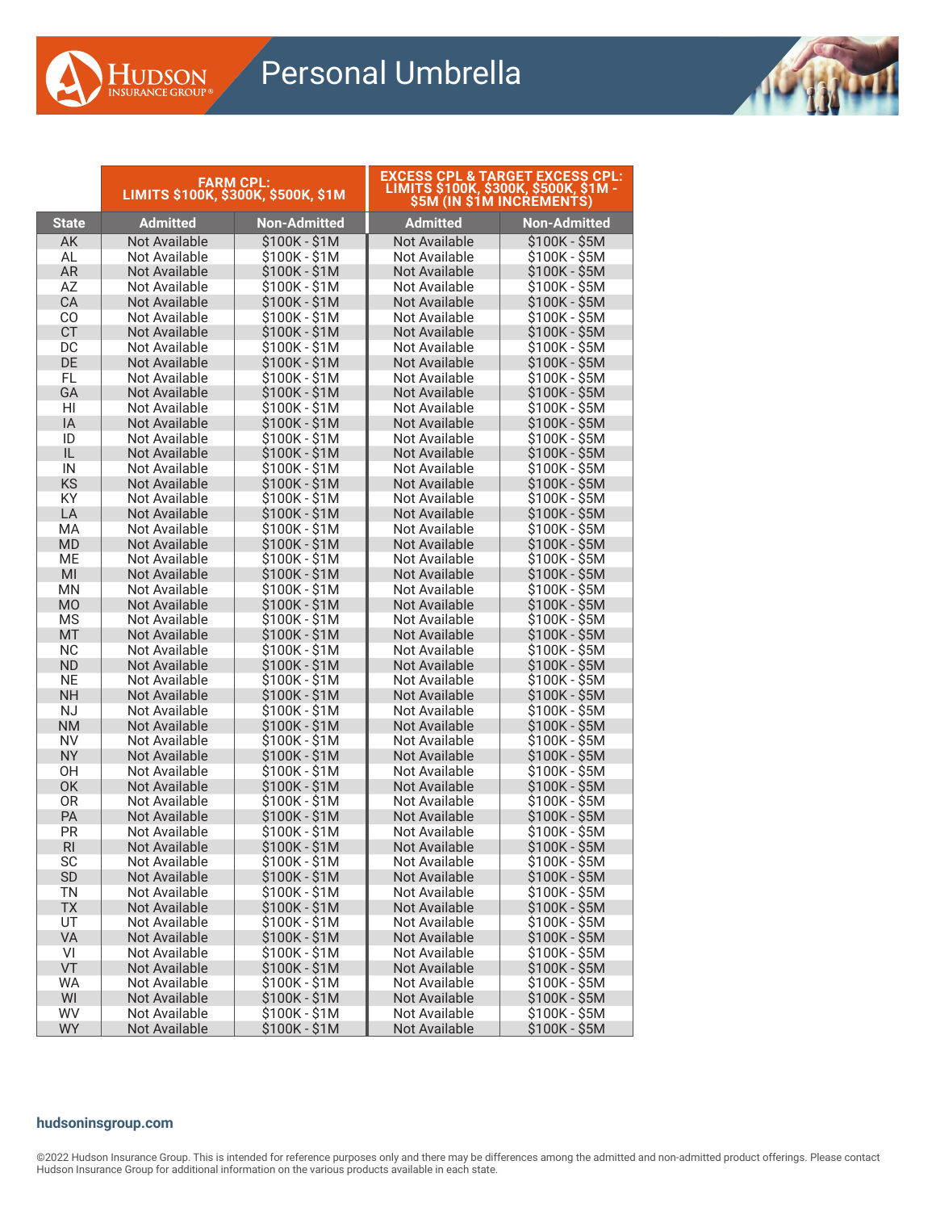# Personal Umbrella

| State | FARM CPL: LIMITS $100K, $300K, $500K, $1M | | EXCESS CPL & TARGET EXCESS CPL: LIMITS $100K, $300K, $500K, $1M - $5M (IN $1M INCREMENTS) | |
|---|---|---|---|---|
| | Admitted | Non-Admitted | Admitted | Non-Admitted |
| AK | Not Available | $100K - $1M | Not Available | $100K - $5M |
| AL | Not Available | $100K - $1M | Not Available | $100K - $5M |
| AR | Not Available | $100K - $1M | Not Available | $100K - $5M |
| AZ | Not Available | $100K - $1M | Not Available | $100K - $5M |
| CA | Not Available | $100K - $1M | Not Available | $100K - $5M |
| CO | Not Available | $100K - $1M | Not Available | $100K - $5M |
| CT | Not Available | $100K - $1M | Not Available | $100K - $5M |
| DC | Not Available | $100K - $1M | Not Available | $100K - $5M |
| DE | Not Available | $100K - $1M | Not Available | $100K - $5M |
| FL | Not Available | $100K - $1M | Not Available | $100K - $5M |
| GA | Not Available | $100K - $1M | Not Available | $100K - $5M |
| HI | Not Available | $100K - $1M | Not Available | $100K - $5M |
| IA | Not Available | $100K - $1M | Not Available | $100K - $5M |
| ID | Not Available | $100K - $1M | Not Available | $100K - $5M |
| IL | Not Available | $100K - $1M | Not Available | $100K - $5M |
| IN | Not Available | $100K - $1M | Not Available | $100K - $5M |
| KS | Not Available | $100K - $1M | Not Available | $100K - $5M |
| KY | Not Available | $100K - $1M | Not Available | $100K - $5M |
| LA | Not Available | $100K - $1M | Not Available | $100K - $5M |
| MA | Not Available | $100K - $1M | Not Available | $100K - $5M |
| MD | Not Available | $100K - $1M | Not Available | $100K - $5M |
| ME | Not Available | $100K - $1M | Not Available | $100K - $5M |
| MI | Not Available | $100K - $1M | Not Available | $100K - $5M |
| MN | Not Available | $100K - $1M | Not Available | $100K - $5M |
| MO | Not Available | $100K - $1M | Not Available | $100K - $5M |
| MS | Not Available | $100K - $1M | Not Available | $100K - $5M |
| MT | Not Available | $100K - $1M | Not Available | $100K - $5M |
| NC | Not Available | $100K - $1M | Not Available | $100K - $5M |
| ND | Not Available | $100K - $1M | Not Available | $100K - $5M |
| NE | Not Available | $100K - $1M | Not Available | $100K - $5M |
| NH | Not Available | $100K - $1M | Not Available | $100K - $5M |
| NJ | Not Available | $100K - $1M | Not Available | $100K - $5M |
| NM | Not Available | $100K - $1M | Not Available | $100K - $5M |
| NV | Not Available | $100K - $1M | Not Available | $100K - $5M |
| NY | Not Available | $100K - $1M | Not Available | $100K - $5M |
| OH | Not Available | $100K - $1M | Not Available | $100K - $5M |
| OK | Not Available | $100K - $1M | Not Available | $100K - $5M |
| OR | Not Available | $100K - $1M | Not Available | $100K - $5M |
| PA | Not Available | $100K - $1M | Not Available | $100K - $5M |
| PR | Not Available | $100K - $1M | Not Available | $100K - $5M |
| RI | Not Available | $100K - $1M | Not Available | $100K - $5M |
| SC | Not Available | $100K - $1M | Not Available | $100K - $5M |
| SD | Not Available | $100K - $1M | Not Available | $100K - $5M |
| TN | Not Available | $100K - $1M | Not Available | $100K - $5M |
| TX | Not Available | $100K - $1M | Not Available | $100K - $5M |
| UT | Not Available | $100K - $1M | Not Available | $100K - $5M |
| VA | Not Available | $100K - $1M | Not Available | $100K - $5M |
| VI | Not Available | $100K - $1M | Not Available | $100K - $5M |
| VT | Not Available | $100K - $1M | Not Available | $100K - $5M |
| WA | Not Available | $100K - $1M | Not Available | $100K - $5M |
| WI | Not Available | $100K - $1M | Not Available | $100K - $5M |
| WV | Not Available | $100K - $1M | Not Available | $100K - $5M |
| WY | Not Available | $100K - $1M | Not Available | $100K - $5M |

**hudsoninsgroup.com**

©2022 Hudson Insurance Group. This is intended for reference purposes only and there may be differences among the admitted and non-admitted product offerings. Please contact Hudson Insurance Group for additional information on the various products available in each state.